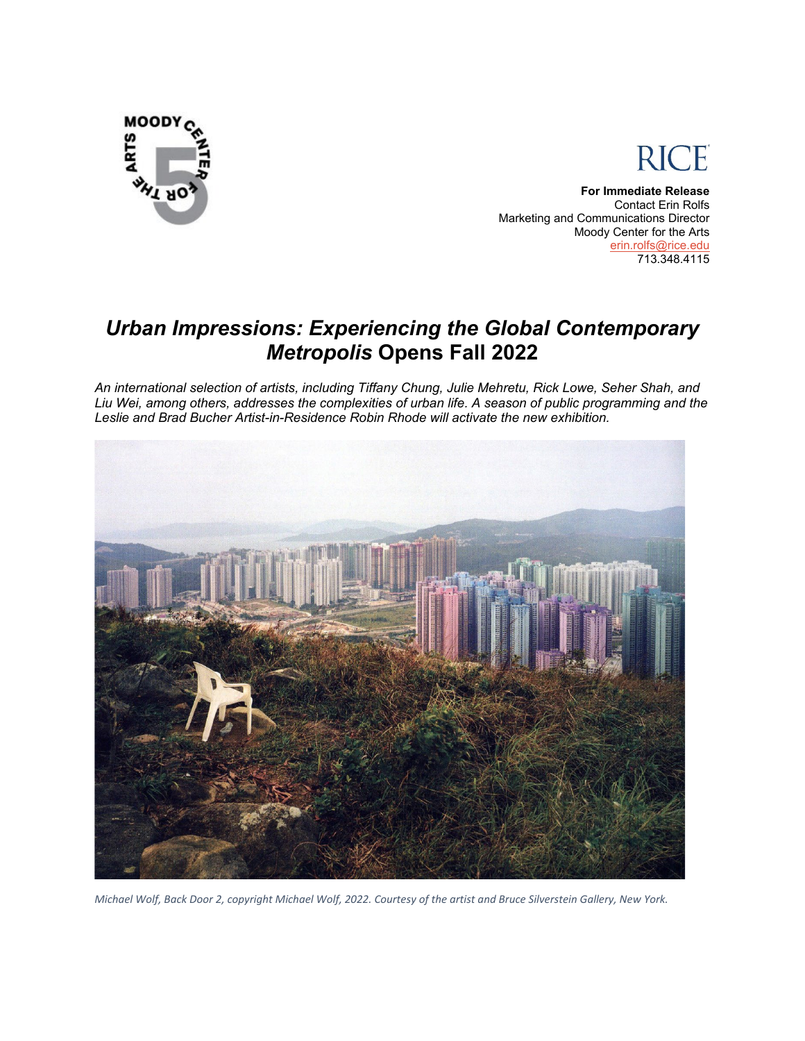**For Immediate Release**
Contact Erin Rolfs
Marketing and Communications Director
Moody Center for the Arts
erin.rolfs@rice.edu
713.348.4115

# *Urban Impressions: Experiencing the Global Contemporary Metropolis* Opens Fall 2022

*An international selection of artists, including Tiffany Chung, Julie Mehretu, Rick Lowe, Seher Shah, and Liu Wei, among others, addresses the complexities of urban life. A season of public programming and the Leslie and Brad Bucher Artist-in-Residence Robin Rhode will activate the new exhibition.*

*Michael Wolf, Back Door 2, copyright Michael Wolf, 2022. Courtesy of the artist and Bruce Silverstein Gallery, New York.*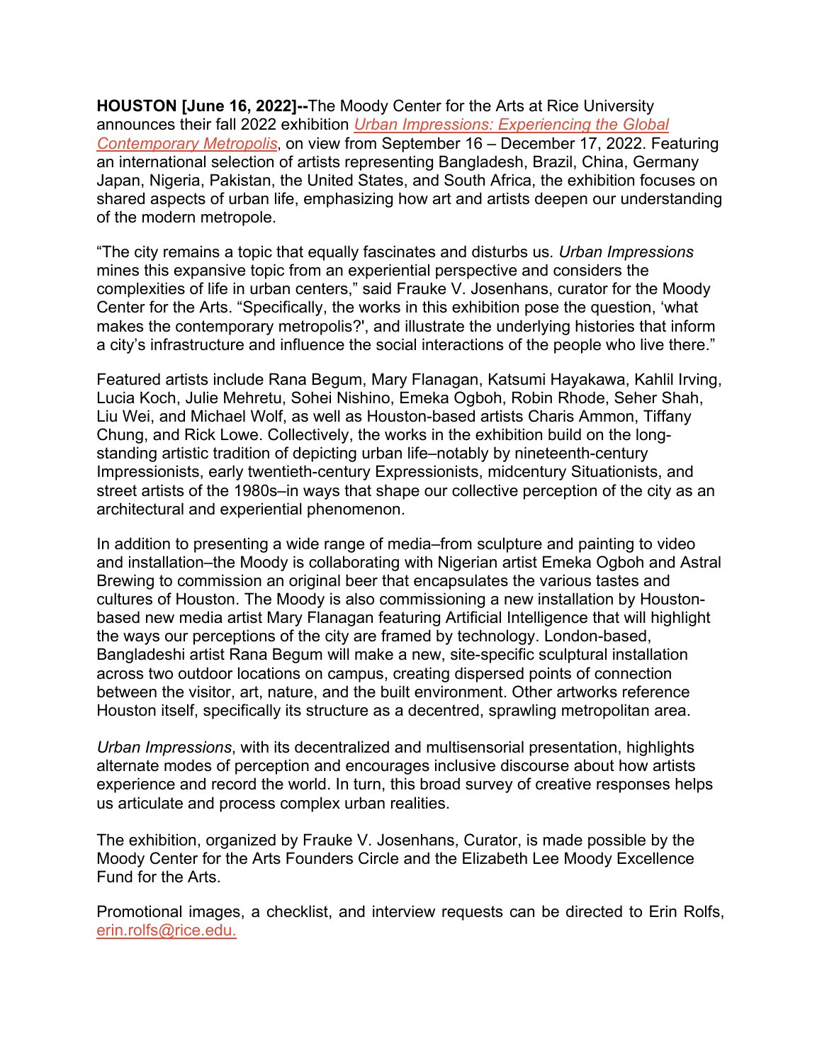**HOUSTON [June 16, 2022]--**The Moody Center for the Arts at Rice University announces their fall 2022 exhibition [*Urban Impressions: Experiencing the Global Contemporary Metropolis*](), on view from September 16 – December 17, 2022. Featuring an international selection of artists representing Bangladesh, Brazil, China, Germany Japan, Nigeria, Pakistan, the United States, and South Africa, the exhibition focuses on shared aspects of urban life, emphasizing how art and artists deepen our understanding of the modern metropole.

"The city remains a topic that equally fascinates and disturbs us. *Urban Impressions* mines this expansive topic from an experiential perspective and considers the complexities of life in urban centers," said Frauke V. Josenhans, curator for the Moody Center for the Arts. "Specifically, the works in this exhibition pose the question, 'what makes the contemporary metropolis?', and illustrate the underlying histories that inform a city's infrastructure and influence the social interactions of the people who live there."

Featured artists include Rana Begum, Mary Flanagan, Katsumi Hayakawa, Kahlil Irving, Lucia Koch, Julie Mehretu, Sohei Nishino, Emeka Ogboh, Robin Rhode, Seher Shah, Liu Wei, and Michael Wolf, as well as Houston-based artists Charis Ammon, Tiffany Chung, and Rick Lowe. Collectively, the works in the exhibition build on the long-standing artistic tradition of depicting urban life–notably by nineteenth-century Impressionists, early twentieth-century Expressionists, midcentury Situationists, and street artists of the 1980s–in ways that shape our collective perception of the city as an architectural and experiential phenomenon.

In addition to presenting a wide range of media–from sculpture and painting to video and installation–the Moody is collaborating with Nigerian artist Emeka Ogboh and Astral Brewing to commission an original beer that encapsulates the various tastes and cultures of Houston. The Moody is also commissioning a new installation by Houston-based new media artist Mary Flanagan featuring Artificial Intelligence that will highlight the ways our perceptions of the city are framed by technology. London-based, Bangladeshi artist Rana Begum will make a new, site-specific sculptural installation across two outdoor locations on campus, creating dispersed points of connection between the visitor, art, nature, and the built environment. Other artworks reference Houston itself, specifically its structure as a decentred, sprawling metropolitan area.

*Urban Impressions*, with its decentralized and multisensorial presentation, highlights alternate modes of perception and encourages inclusive discourse about how artists experience and record the world. In turn, this broad survey of creative responses helps us articulate and process complex urban realities.

The exhibition, organized by Frauke V. Josenhans, Curator, is made possible by the Moody Center for the Arts Founders Circle and the Elizabeth Lee Moody Excellence Fund for the Arts.

Promotional images, a checklist, and interview requests can be directed to Erin Rolfs, erin.rolfs@rice.edu.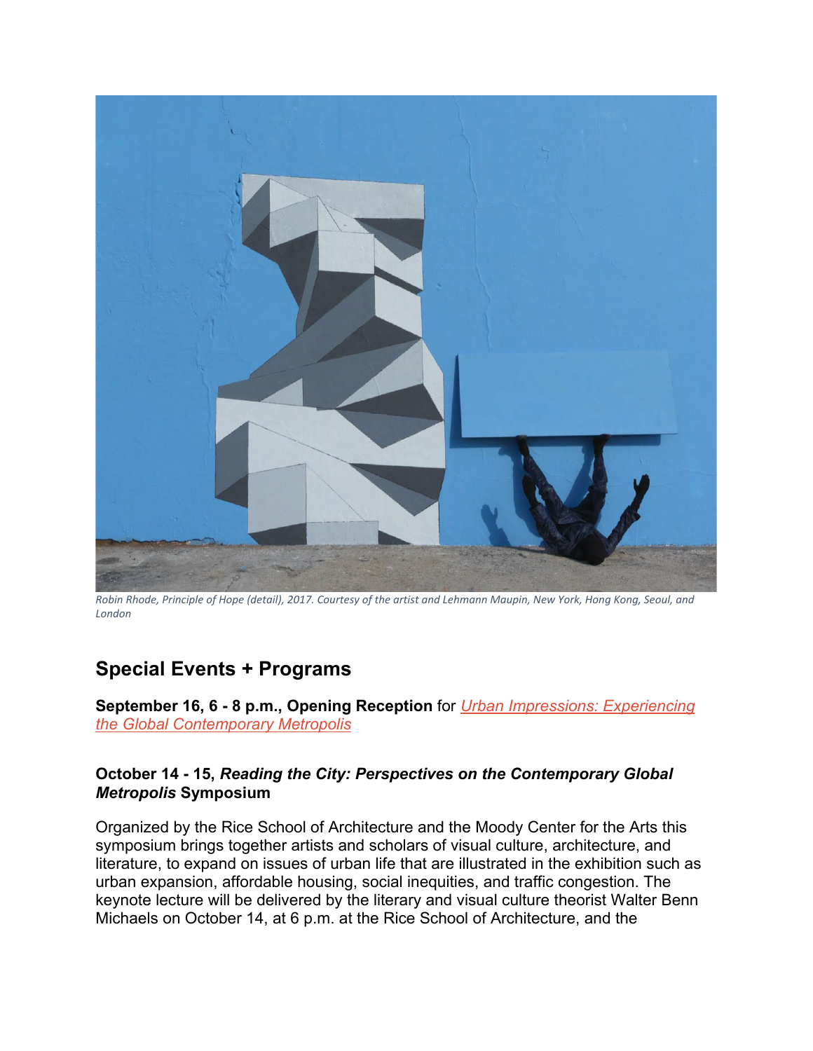*Robin Rhode, Principle of Hope (detail), 2017. Courtesy of the artist and Lehmann Maupin, New York, Hong Kong, Seoul, and London*

## Special Events + Programs

**September 16, 6 - 8 p.m., Opening Reception** for *Urban Impressions: Experiencing the Global Contemporary Metropolis*

**October 14 - 15, *Reading the City: Perspectives on the Contemporary Global Metropolis* Symposium**

Organized by the Rice School of Architecture and the Moody Center for the Arts this symposium brings together artists and scholars of visual culture, architecture, and literature, to expand on issues of urban life that are illustrated in the exhibition such as urban expansion, affordable housing, social inequities, and traffic congestion. The keynote lecture will be delivered by the literary and visual culture theorist Walter Benn Michaels on October 14, at 6 p.m. at the Rice School of Architecture, and the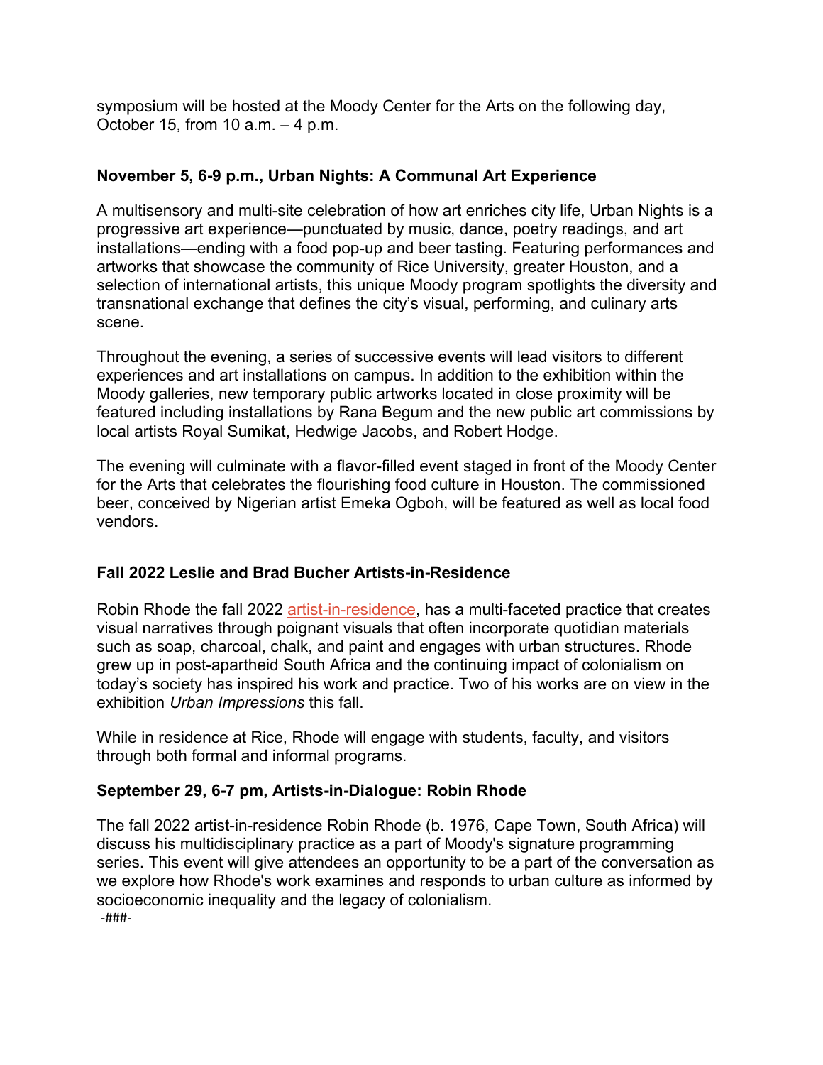symposium will be hosted at the Moody Center for the Arts on the following day, October 15, from 10 a.m. – 4 p.m.

**November 5, 6-9 p.m., Urban Nights: A Communal Art Experience**

A multisensory and multi-site celebration of how art enriches city life, Urban Nights is a progressive art experience—punctuated by music, dance, poetry readings, and art installations—ending with a food pop-up and beer tasting. Featuring performances and artworks that showcase the community of Rice University, greater Houston, and a selection of international artists, this unique Moody program spotlights the diversity and transnational exchange that defines the city's visual, performing, and culinary arts scene.

Throughout the evening, a series of successive events will lead visitors to different experiences and art installations on campus. In addition to the exhibition within the Moody galleries, new temporary public artworks located in close proximity will be featured including installations by Rana Begum and the new public art commissions by local artists Royal Sumikat, Hedwige Jacobs, and Robert Hodge.

The evening will culminate with a flavor-filled event staged in front of the Moody Center for the Arts that celebrates the flourishing food culture in Houston. The commissioned beer, conceived by Nigerian artist Emeka Ogboh, will be featured as well as local food vendors.

**Fall 2022 Leslie and Brad Bucher Artists-in-Residence**

Robin Rhode the fall 2022 artist-in-residence, has a multi-faceted practice that creates visual narratives through poignant visuals that often incorporate quotidian materials such as soap, charcoal, chalk, and paint and engages with urban structures. Rhode grew up in post-apartheid South Africa and the continuing impact of colonialism on today's society has inspired his work and practice. Two of his works are on view in the exhibition *Urban Impressions* this fall.

While in residence at Rice, Rhode will engage with students, faculty, and visitors through both formal and informal programs.

**September 29, 6-7 pm, Artists-in-Dialogue: Robin Rhode**

The fall 2022 artist-in-residence Robin Rhode (b. 1976, Cape Town, South Africa) will discuss his multidisciplinary practice as a part of Moody's signature programming series. This event will give attendees an opportunity to be a part of the conversation as we explore how Rhode's work examines and responds to urban culture as informed by socioeconomic inequality and the legacy of colonialism.

-###-